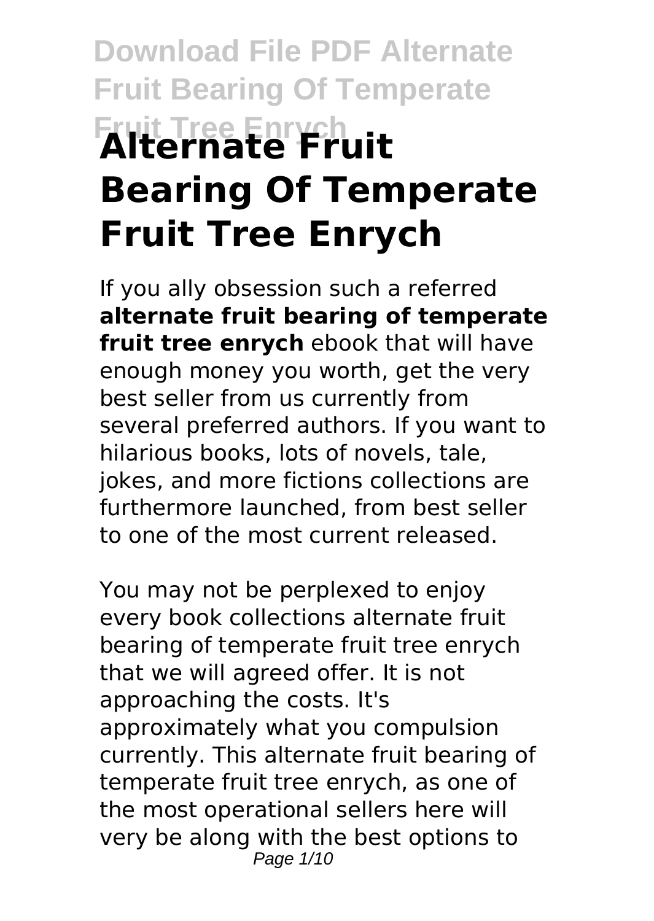# Alternate Fruit Bearing Of Temperate Fruit Tree Enrych

If you ally obsession such a referred **alternate fruit bearing of temperate fruit tree enrych** ebook that will have enough money you worth, get the very best seller from us currently from several preferred authors. If you want to hilarious books, lots of novels, tale, jokes, and more fictions collections are furthermore launched, from best seller to one of the most current released.

You may not be perplexed to enjoy every book collections alternate fruit bearing of temperate fruit tree enrych that we will agreed offer. It is not approaching the costs. It's approximately what you compulsion currently. This alternate fruit bearing of temperate fruit tree enrych, as one of the most operational sellers here will very be along with the best options to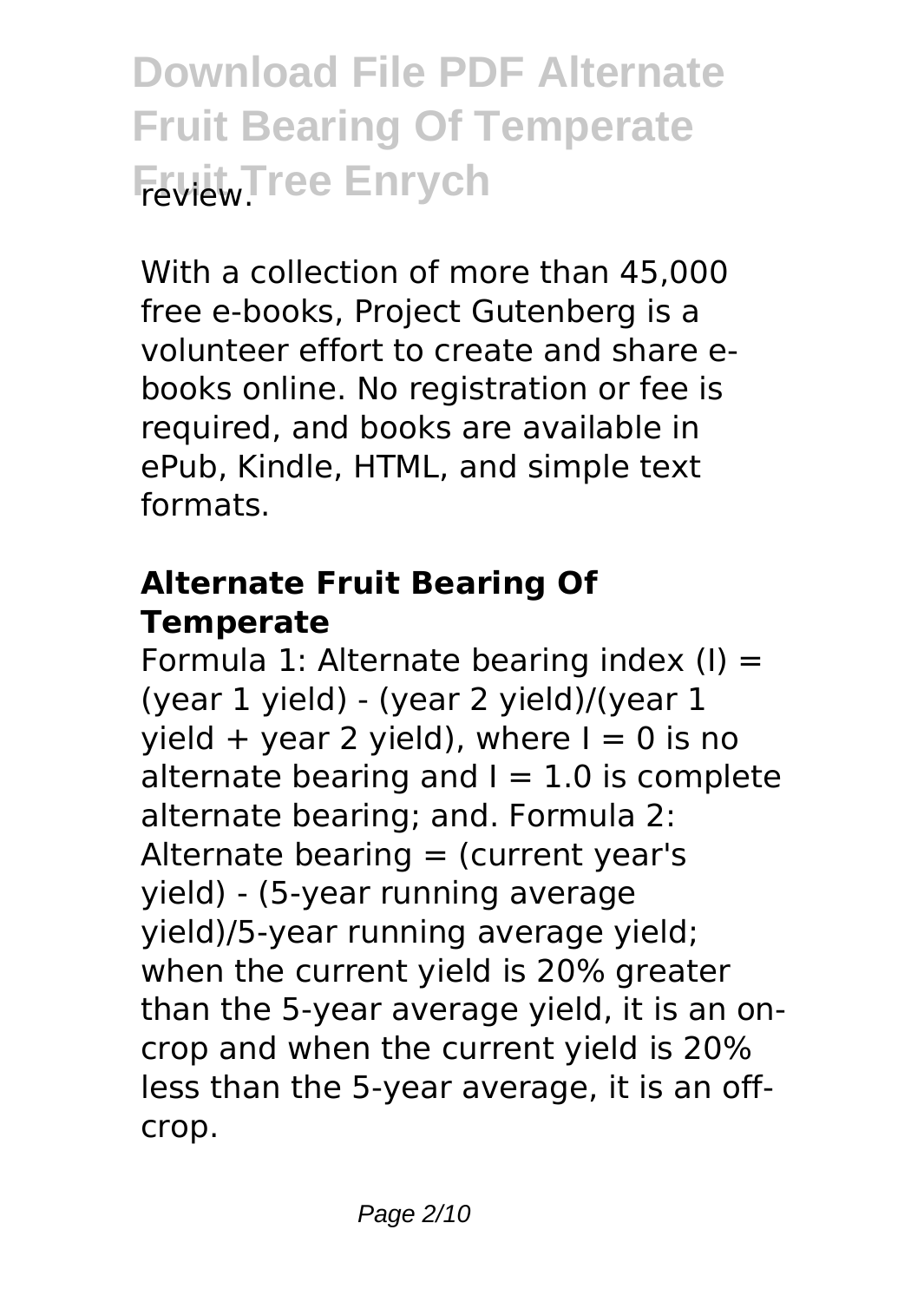review.

With a collection of more than 45,000 free e-books, Project Gutenberg is a volunteer effort to create and share e-books online. No registration or fee is required, and books are available in ePub, Kindle, HTML, and simple text formats.

## Alternate Fruit Bearing Of Temperate

Formula 1: Alternate bearing index (I) = (year 1 yield) - (year 2 yield)/(year 1 yield + year 2 yield), where $I = 0$ is no alternate bearing and $I = 1.0$ is complete alternate bearing; and. Formula 2: Alternate bearing = (current year's yield) - (5-year running average yield)/5-year running average yield; when the current yield is 20% greater than the 5-year average yield, it is an on-crop and when the current yield is 20% less than the 5-year average, it is an off-crop.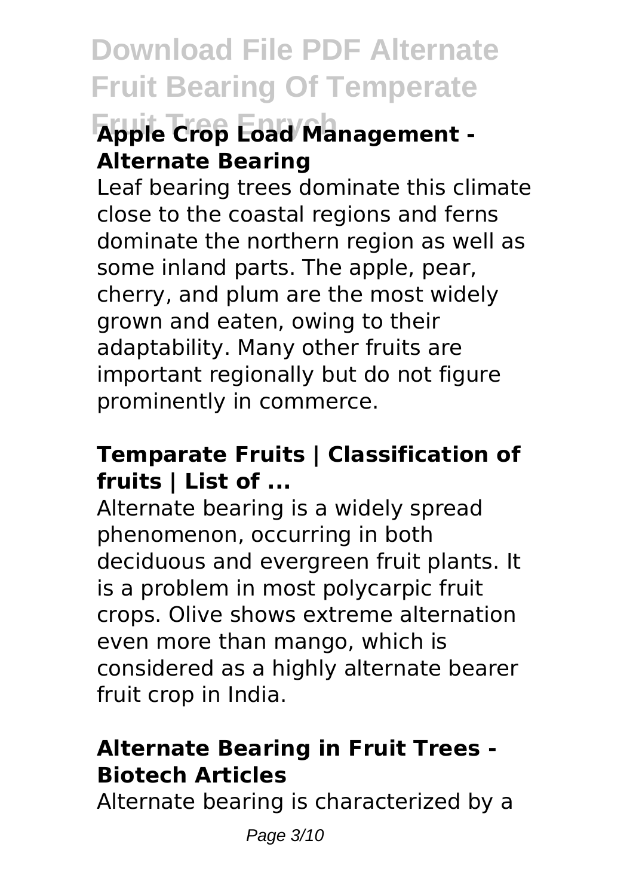### Apple Crop Load Management - Alternate Bearing

Leaf bearing trees dominate this climate close to the coastal regions and ferns dominate the northern region as well as some inland parts. The apple, pear, cherry, and plum are the most widely grown and eaten, owing to their adaptability. Many other fruits are important regionally but do not figure prominently in commerce.

### Temparate Fruits | Classification of fruits | List of ...

Alternate bearing is a widely spread phenomenon, occurring in both deciduous and evergreen fruit plants. It is a problem in most polycarpic fruit crops. Olive shows extreme alternation even more than mango, which is considered as a highly alternate bearer fruit crop in India.

### Alternate Bearing in Fruit Trees - Biotech Articles

Alternate bearing is characterized by a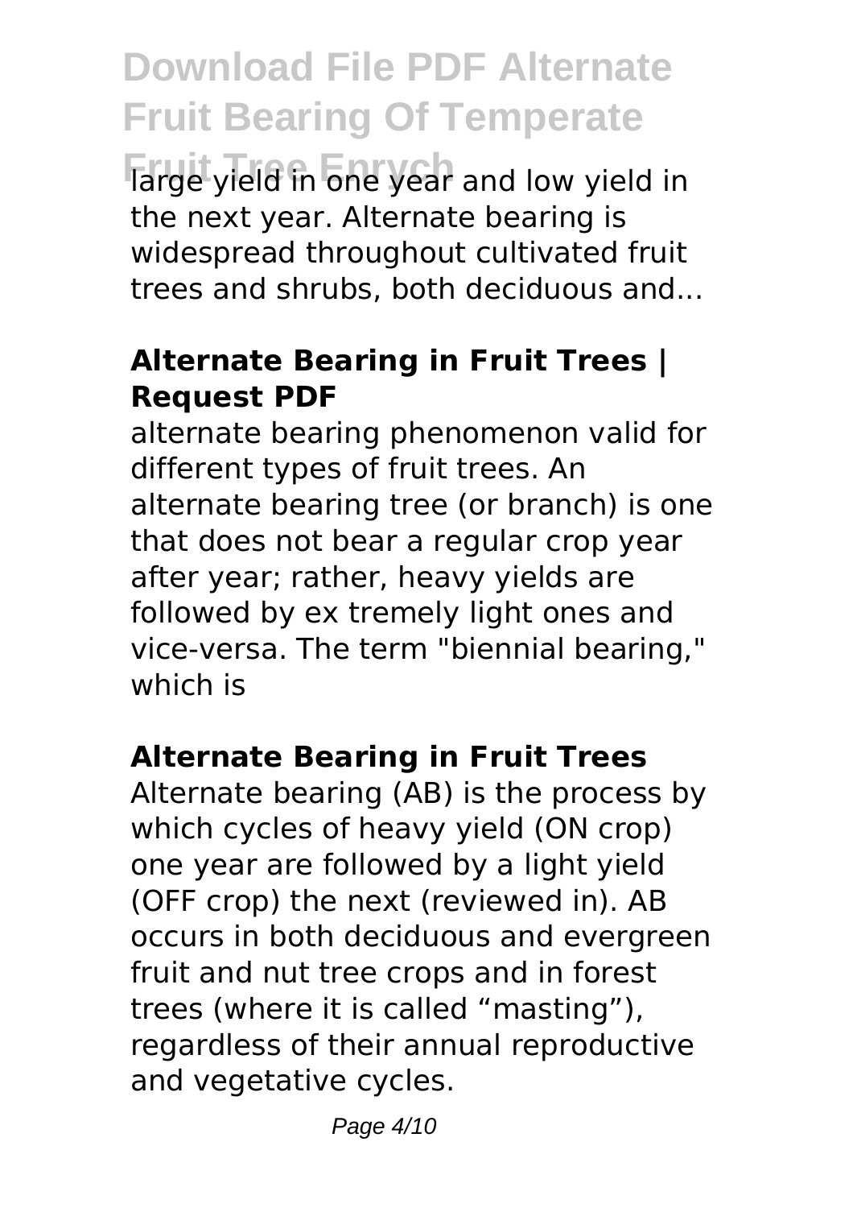large yield in one year and low yield in the next year. Alternate bearing is widespread throughout cultivated fruit trees and shrubs, both deciduous and...

**Alternate Bearing in Fruit Trees | Request PDF**

alternate bearing phenomenon valid for different types of fruit trees. An alternate bearing tree (or branch) is one that does not bear a regular crop year after year; rather, heavy yields are followed by ex tremely light ones and vice-versa. The term "biennial bearing," which is

**Alternate Bearing in Fruit Trees**

Alternate bearing (AB) is the process by which cycles of heavy yield (ON crop) one year are followed by a light yield (OFF crop) the next (reviewed in). AB occurs in both deciduous and evergreen fruit and nut tree crops and in forest trees (where it is called “masting”), regardless of their annual reproductive and vegetative cycles.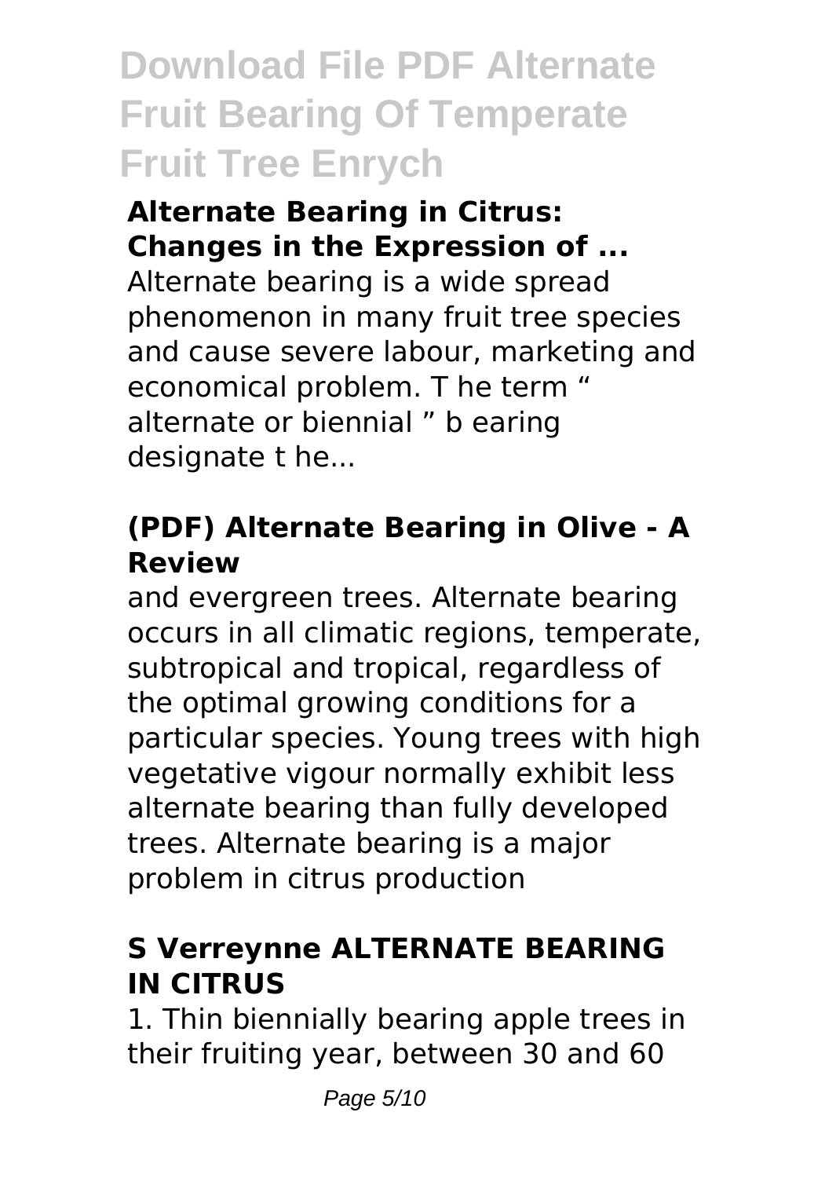# Download File PDF Alternate Fruit Bearing Of Temperate Fruit Tree Enrych

### Alternate Bearing in Citrus: Changes in the Expression of ...

Alternate bearing is a wide spread phenomenon in many fruit tree species and cause severe labour, marketing and economical problem. T he term " alternate or biennial " b earing designate t he...

### (PDF) Alternate Bearing in Olive - A Review

and evergreen trees. Alternate bearing occurs in all climatic regions, temperate, subtropical and tropical, regardless of the optimal growing conditions for a particular species. Young trees with high vegetative vigour normally exhibit less alternate bearing than fully developed trees. Alternate bearing is a major problem in citrus production

### S Verreynne ALTERNATE BEARING IN CITRUS

1. Thin biennially bearing apple trees in their fruiting year, between 30 and 60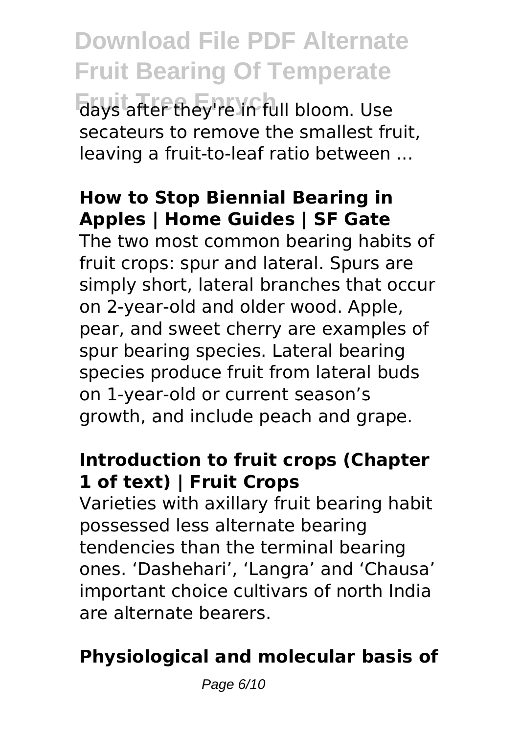days after they're in full bloom. Use secateurs to remove the smallest fruit, leaving a fruit-to-leaf ratio between ...

**How to Stop Biennial Bearing in Apples | Home Guides | SF Gate**

The two most common bearing habits of fruit crops: spur and lateral. Spurs are simply short, lateral branches that occur on 2-year-old and older wood. Apple, pear, and sweet cherry are examples of spur bearing species. Lateral bearing species produce fruit from lateral buds on 1-year-old or current season's growth, and include peach and grape.

**Introduction to fruit crops (Chapter 1 of text) | Fruit Crops**

Varieties with axillary fruit bearing habit possessed less alternate bearing tendencies than the terminal bearing ones. 'Dashehari', 'Langra' and 'Chausa' important choice cultivars of north India are alternate bearers.

**Physiological and molecular basis of**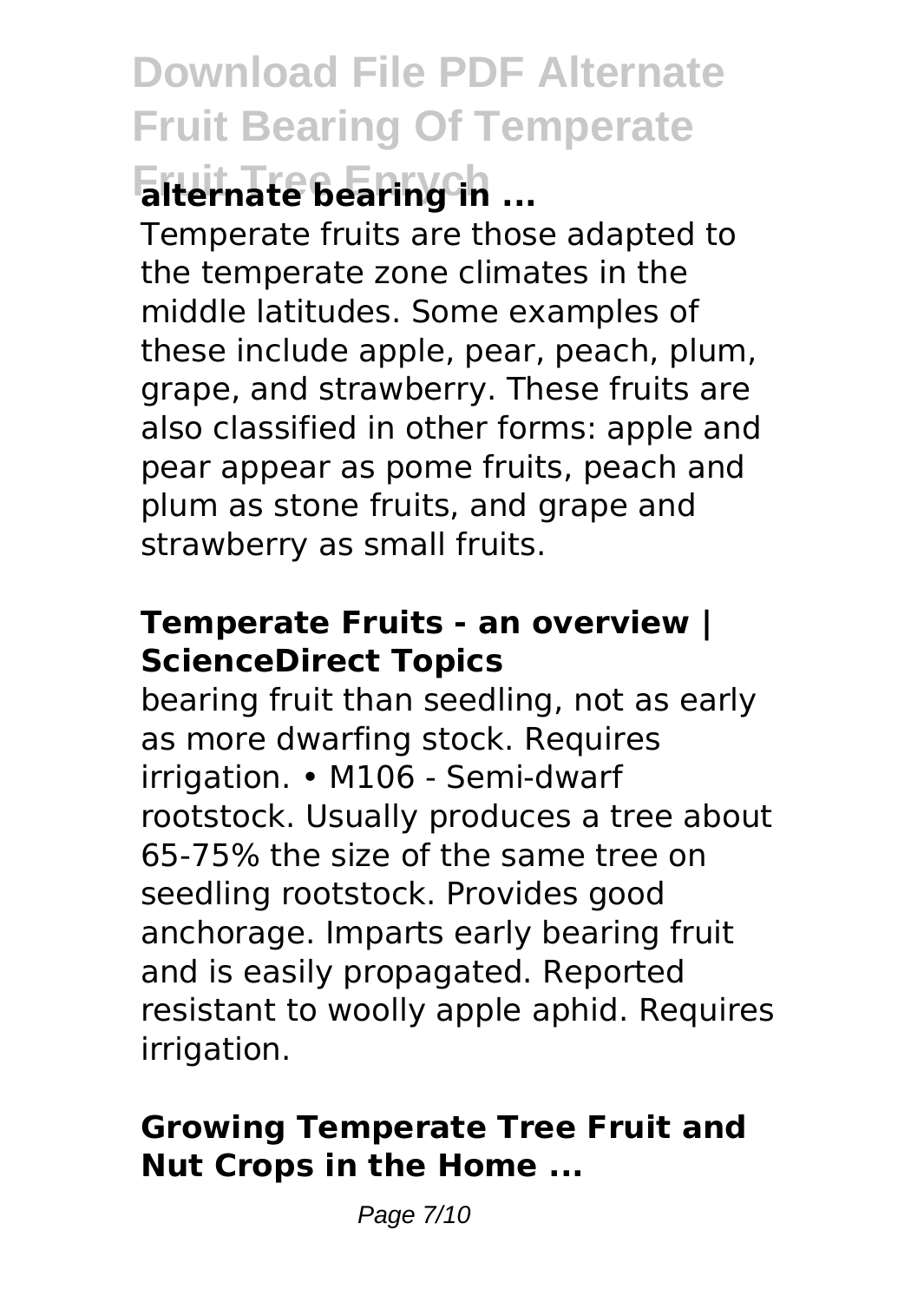**alternate bearing in ...**

Temperate fruits are those adapted to the temperate zone climates in the middle latitudes. Some examples of these include apple, pear, peach, plum, grape, and strawberry. These fruits are also classified in other forms: apple and pear appear as pome fruits, peach and plum as stone fruits, and grape and strawberry as small fruits.

### Temperate Fruits - an overview | ScienceDirect Topics

bearing fruit than seedling, not as early as more dwarfing stock. Requires irrigation. • M106 - Semi-dwarf rootstock. Usually produces a tree about 65-75% the size of the same tree on seedling rootstock. Provides good anchorage. Imparts early bearing fruit and is easily propagated. Reported resistant to woolly apple aphid. Requires irrigation.

### Growing Temperate Tree Fruit and Nut Crops in the Home ...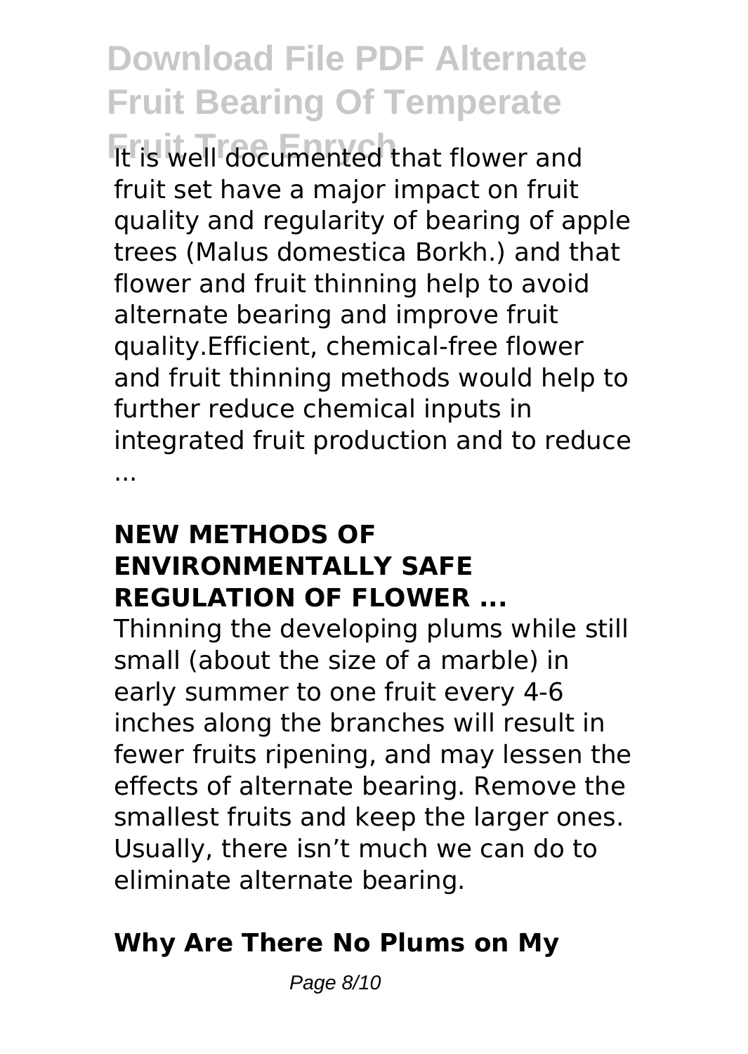It is well documented that flower and fruit set have a major impact on fruit quality and regularity of bearing of apple trees (Malus domestica Borkh.) and that flower and fruit thinning help to avoid alternate bearing and improve fruit quality.Efficient, chemical-free flower and fruit thinning methods would help to further reduce chemical inputs in integrated fruit production and to reduce ...

## NEW METHODS OF ENVIRONMENTALLY SAFE REGULATION OF FLOWER ...

Thinning the developing plums while still small (about the size of a marble) in early summer to one fruit every 4-6 inches along the branches will result in fewer fruits ripening, and may lessen the effects of alternate bearing. Remove the smallest fruits and keep the larger ones. Usually, there isn't much we can do to eliminate alternate bearing.

## Why Are There No Plums on My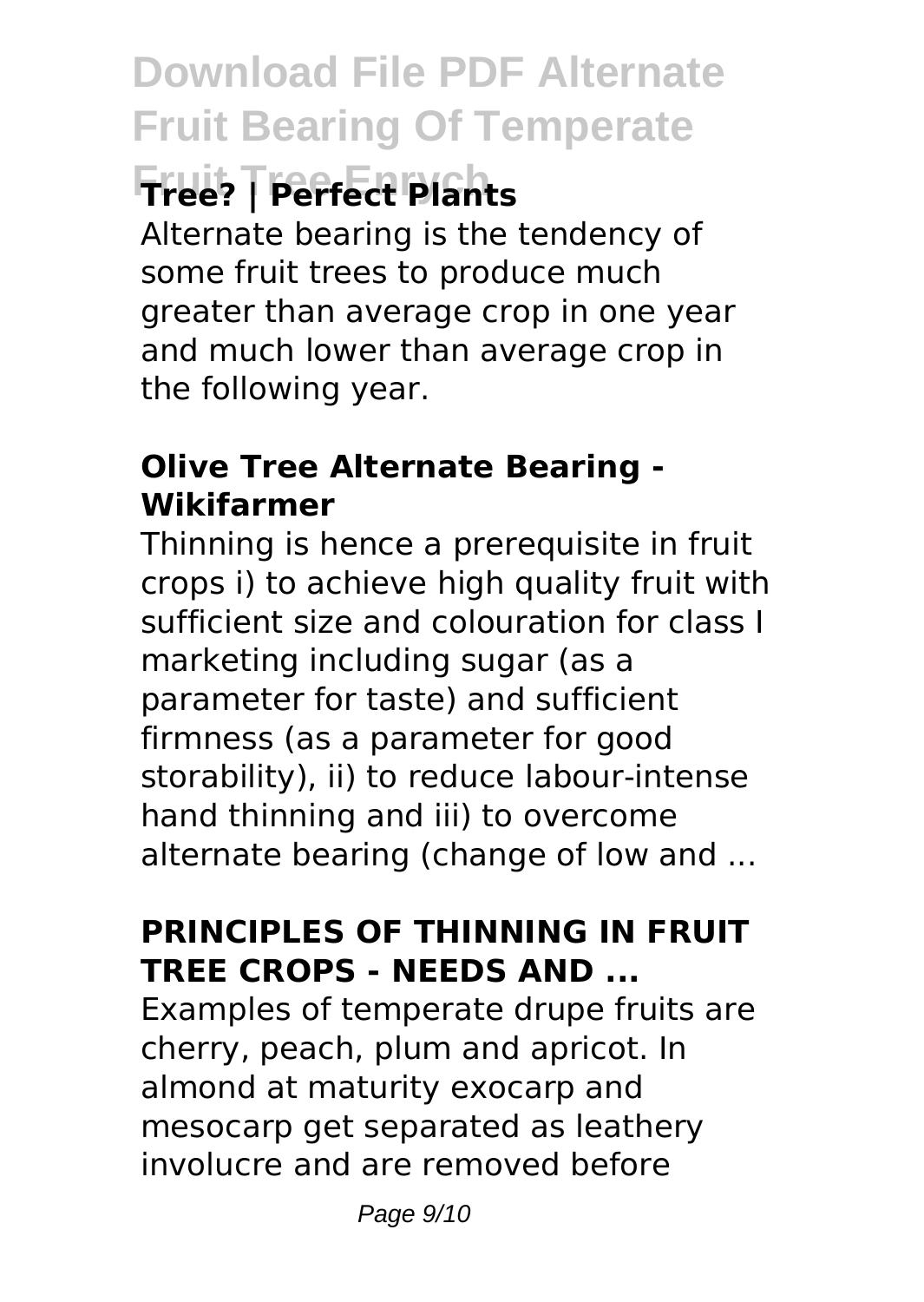**Tree? | Perfect Plants**

Alternate bearing is the tendency of some fruit trees to produce much greater than average crop in one year and much lower than average crop in the following year.

**Olive Tree Alternate Bearing - Wikifarmer**

Thinning is hence a prerequisite in fruit crops i) to achieve high quality fruit with sufficient size and colouration for class I marketing including sugar (as a parameter for taste) and sufficient firmness (as a parameter for good storability), ii) to reduce labour-intense hand thinning and iii) to overcome alternate bearing (change of low and ...

**PRINCIPLES OF THINNING IN FRUIT TREE CROPS - NEEDS AND ...**

Examples of temperate drupe fruits are cherry, peach, plum and apricot. In almond at maturity exocarp and mesocarp get separated as leathery involucre and are removed before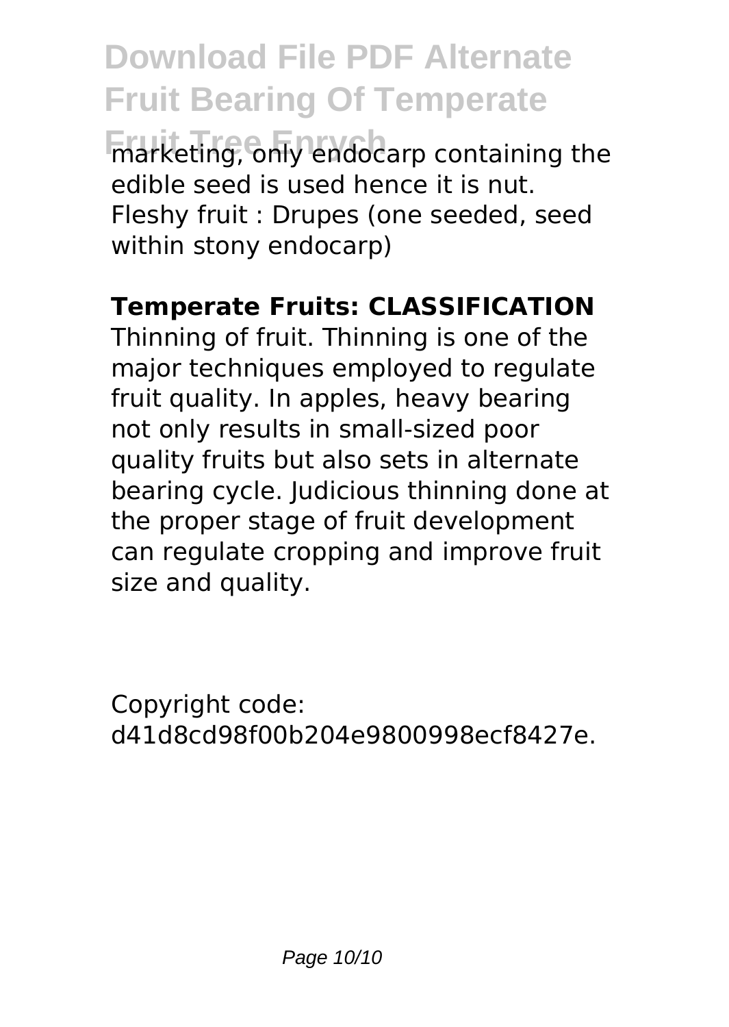marketing, only endocarp containing the edible seed is used hence it is nut. Fleshy fruit : Drupes (one seeded, seed within stony endocarp)

**Temperate Fruits: CLASSIFICATION**

Thinning of fruit. Thinning is one of the major techniques employed to regulate fruit quality. In apples, heavy bearing not only results in small-sized poor quality fruits but also sets in alternate bearing cycle. Judicious thinning done at the proper stage of fruit development can regulate cropping and improve fruit size and quality.

Copyright code: d41d8cd98f00b204e9800998ecf8427e.